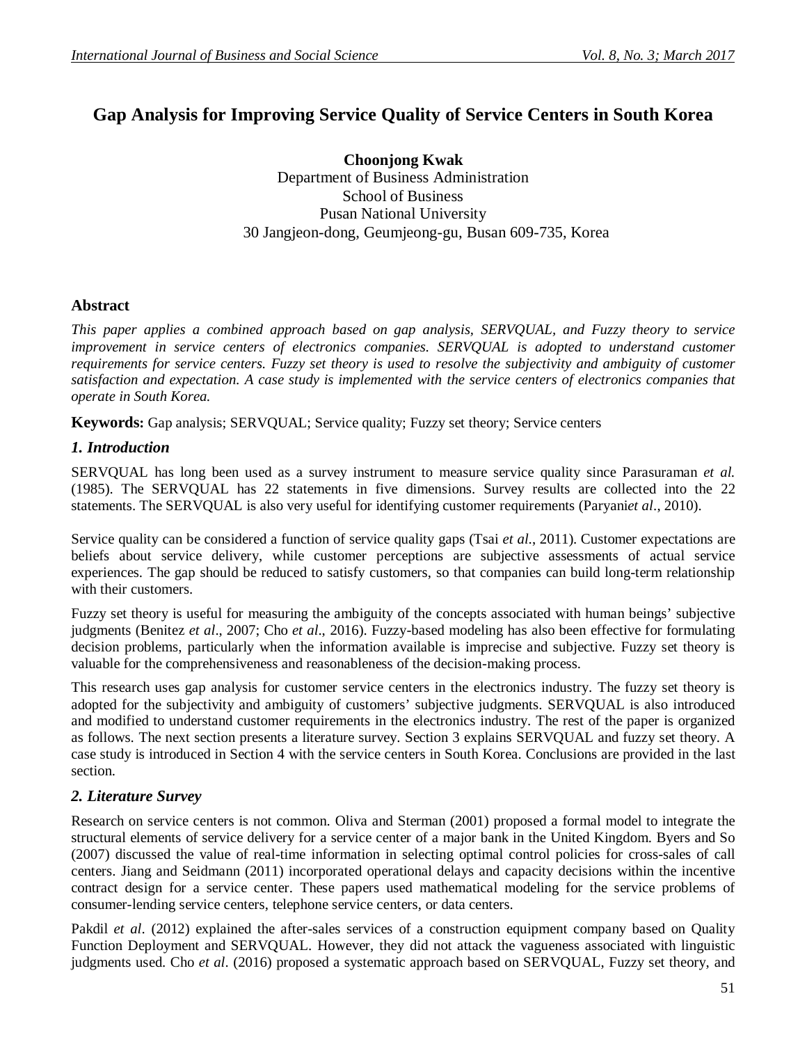# Gap Analysis for Improving Service Quality of Service Centers in South Korea

**Choonjong Kwak**
Department of Business Administration
School of Business
Pusan National University
30 Jangjeon-dong, Geumjeong-gu, Busan 609-735, Korea

## Abstract

*This paper applies a combined approach based on gap analysis, SERVQUAL, and Fuzzy theory to service improvement in service centers of electronics companies. SERVQUAL is adopted to understand customer requirements for service centers. Fuzzy set theory is used to resolve the subjectivity and ambiguity of customer satisfaction and expectation. A case study is implemented with the service centers of electronics companies that operate in South Korea.*

**Keywords:** Gap analysis; SERVQUAL; Service quality; Fuzzy set theory; Service centers

## *1. Introduction*

SERVQUAL has long been used as a survey instrument to measure service quality since Parasuraman *et al.* (1985). The SERVQUAL has 22 statements in five dimensions. Survey results are collected into the 22 statements. The SERVQUAL is also very useful for identifying customer requirements (Paryani*et al*., 2010).

Service quality can be considered a function of service quality gaps (Tsai *et al*., 2011). Customer expectations are beliefs about service delivery, while customer perceptions are subjective assessments of actual service experiences. The gap should be reduced to satisfy customers, so that companies can build long-term relationship with their customers.

Fuzzy set theory is useful for measuring the ambiguity of the concepts associated with human beings' subjective judgments (Benitez *et al*., 2007; Cho *et al*., 2016). Fuzzy-based modeling has also been effective for formulating decision problems, particularly when the information available is imprecise and subjective. Fuzzy set theory is valuable for the comprehensiveness and reasonableness of the decision-making process.

This research uses gap analysis for customer service centers in the electronics industry. The fuzzy set theory is adopted for the subjectivity and ambiguity of customers' subjective judgments. SERVQUAL is also introduced and modified to understand customer requirements in the electronics industry. The rest of the paper is organized as follows. The next section presents a literature survey. Section 3 explains SERVQUAL and fuzzy set theory. A case study is introduced in Section 4 with the service centers in South Korea. Conclusions are provided in the last section.

## *2. Literature Survey*

Research on service centers is not common. Oliva and Sterman (2001) proposed a formal model to integrate the structural elements of service delivery for a service center of a major bank in the United Kingdom. Byers and So (2007) discussed the value of real-time information in selecting optimal control policies for cross-sales of call centers. Jiang and Seidmann (2011) incorporated operational delays and capacity decisions within the incentive contract design for a service center. These papers used mathematical modeling for the service problems of consumer-lending service centers, telephone service centers, or data centers.

Pakdil *et al*. (2012) explained the after-sales services of a construction equipment company based on Quality Function Deployment and SERVQUAL. However, they did not attack the vagueness associated with linguistic judgments used. Cho *et al*. (2016) proposed a systematic approach based on SERVQUAL, Fuzzy set theory, and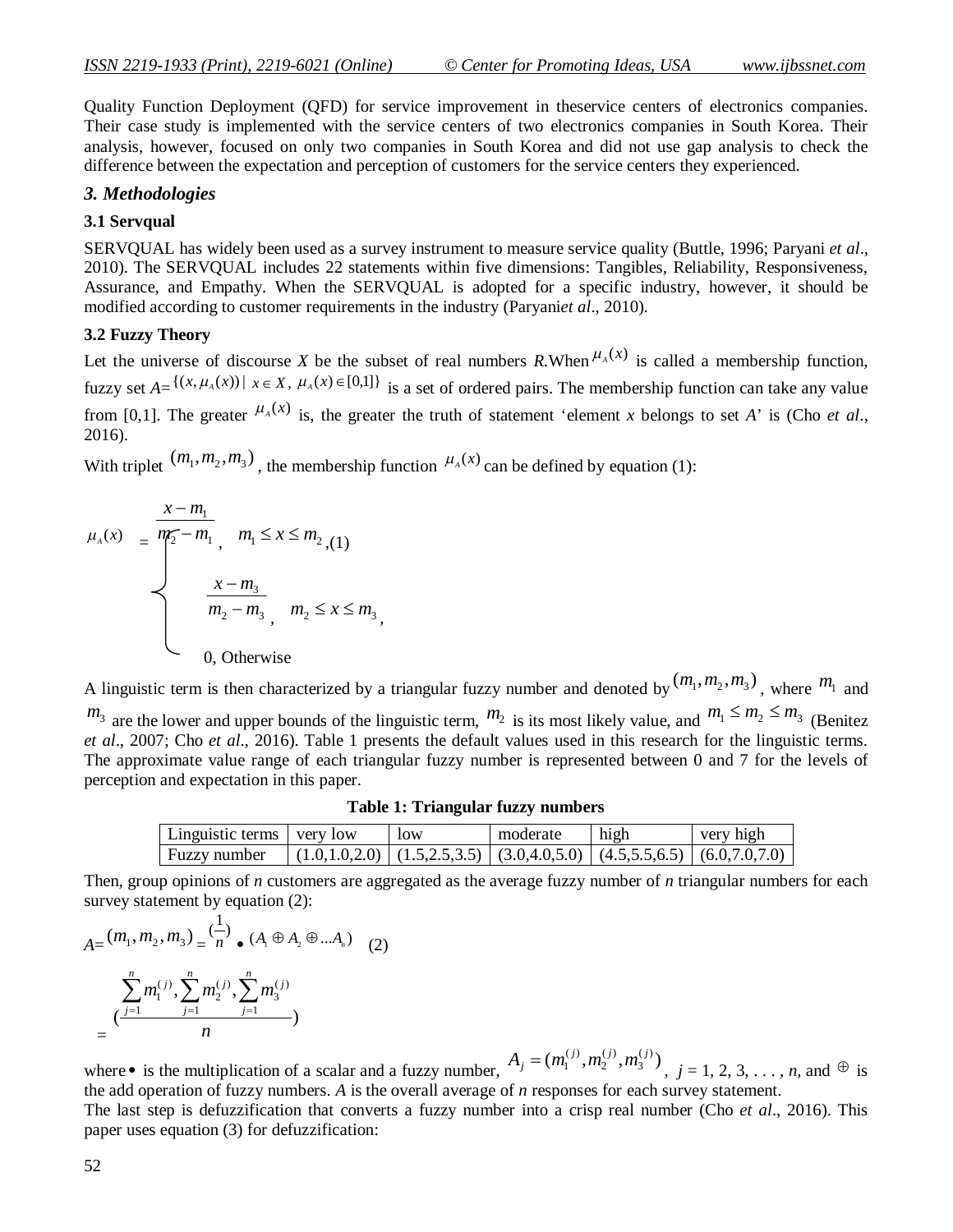Quality Function Deployment (QFD) for service improvement in theservice centers of electronics companies. Their case study is implemented with the service centers of two electronics companies in South Korea. Their analysis, however, focused on only two companies in South Korea and did not use gap analysis to check the difference between the expectation and perception of customers for the service centers they experienced.

### *3. Methodologies*

#### 3.1 Servqual

SERVQUAL has widely been used as a survey instrument to measure service quality (Buttle, 1996; Paryani *et al*., 2010). The SERVQUAL includes 22 statements within five dimensions: Tangibles, Reliability, Responsiveness, Assurance, and Empathy. When the SERVQUAL is adopted for a specific industry, however, it should be modified according to customer requirements in the industry (Paryani*et al*., 2010).

#### 3.2 Fuzzy Theory

Let the universe of discourse *X* be the subset of real numbers *R*.When $\mu_A(x)$ is called a membership function, fuzzy set *A*= $\{(x, \mu_A(x)) \mid x \in X,\ \mu_A(x) \in [0,1]\}$ is a set of ordered pairs. The membership function can take any value from [0,1]. The greater $\mu_A(x)$ is, the greater the truth of statement 'element *x* belongs to set *A*' is (Cho *et al*., 2016).

With triplet $(m_1, m_2, m_3)$, the membership function $\mu_A(x)$ can be defined by equation (1):

$$
\mu_A(x) = \begin{cases} \dfrac{x - m_1}{m_2 - m_1}, & m_1 \le x \le m_2, \\ \dfrac{x - m_3}{m_2 - m_3}, & m_2 \le x \le m_3, \\ 0, & \text{Otherwise} \end{cases} \quad (1)
$$

A linguistic term is then characterized by a triangular fuzzy number and denoted by $(m_1, m_2, m_3)$, where $m_1$ and $m_3$ are the lower and upper bounds of the linguistic term, $m_2$ is its most likely value, and $m_1 \le m_2 \le m_3$ (Benitez *et al*., 2007; Cho *et al*., 2016). Table 1 presents the default values used in this research for the linguistic terms. The approximate value range of each triangular fuzzy number is represented between 0 and 7 for the levels of perception and expectation in this paper.

**Table 1: Triangular fuzzy numbers**

| Linguistic terms | very low | low | moderate | high | very high |
|---|---|---|---|---|---|
| Fuzzy number | (1.0,1.0,2.0) | (1.5,2.5,3.5) | (3.0,4.0,5.0) | (4.5,5.5,6.5) | (6.0,7.0,7.0) |

Then, group opinions of *n* customers are aggregated as the average fuzzy number of *n* triangular numbers for each survey statement by equation (2):

$$
A = (m_1, m_2, m_3) = \left(\frac{1}{n}\right) \bullet (A_1 \oplus A_2 \oplus \ldots A_n) \quad (2)
$$

$$
= \left(\frac{\sum_{j=1}^{n} m_1^{(j)}, \sum_{j=1}^{n} m_2^{(j)}, \sum_{j=1}^{n} m_3^{(j)}}{n}\right)
$$

where $\bullet$ is the multiplication of a scalar and a fuzzy number, $A_j = (m_1^{(j)}, m_2^{(j)}, m_3^{(j)})$, $j$ = 1, 2, 3, . . . , *n*, and $\oplus$ is the add operation of fuzzy numbers. *A* is the overall average of *n* responses for each survey statement.

The last step is defuzzification that converts a fuzzy number into a crisp real number (Cho *et al*., 2016). This paper uses equation (3) for defuzzification: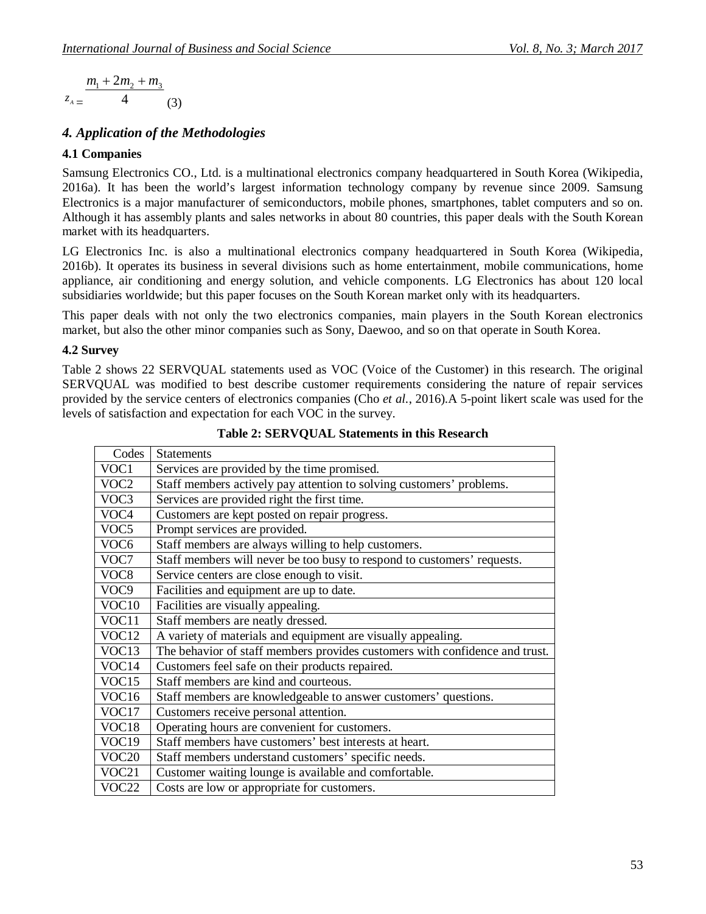$$z_A = \frac{m_1 + 2m_2 + m_3}{4} \quad (3)$$

## *4. Application of the Methodologies*

### 4.1 Companies

Samsung Electronics CO., Ltd. is a multinational electronics company headquartered in South Korea (Wikipedia, 2016a). It has been the world's largest information technology company by revenue since 2009. Samsung Electronics is a major manufacturer of semiconductors, mobile phones, smartphones, tablet computers and so on. Although it has assembly plants and sales networks in about 80 countries, this paper deals with the South Korean market with its headquarters.

LG Electronics Inc. is also a multinational electronics company headquartered in South Korea (Wikipedia, 2016b). It operates its business in several divisions such as home entertainment, mobile communications, home appliance, air conditioning and energy solution, and vehicle components. LG Electronics has about 120 local subsidiaries worldwide; but this paper focuses on the South Korean market only with its headquarters.

This paper deals with not only the two electronics companies, main players in the South Korean electronics market, but also the other minor companies such as Sony, Daewoo, and so on that operate in South Korea.

### 4.2 Survey

Table 2 shows 22 SERVQUAL statements used as VOC (Voice of the Customer) in this research. The original SERVQUAL was modified to best describe customer requirements considering the nature of repair services provided by the service centers of electronics companies (Cho *et al.*, 2016).A 5-point likert scale was used for the levels of satisfaction and expectation for each VOC in the survey.

**Table 2: SERVQUAL Statements in this Research**

| Codes | Statements |
|---|---|
| VOC1 | Services are provided by the time promised. |
| VOC2 | Staff members actively pay attention to solving customers' problems. |
| VOC3 | Services are provided right the first time. |
| VOC4 | Customers are kept posted on repair progress. |
| VOC5 | Prompt services are provided. |
| VOC6 | Staff members are always willing to help customers. |
| VOC7 | Staff members will never be too busy to respond to customers' requests. |
| VOC8 | Service centers are close enough to visit. |
| VOC9 | Facilities and equipment are up to date. |
| VOC10 | Facilities are visually appealing. |
| VOC11 | Staff members are neatly dressed. |
| VOC12 | A variety of materials and equipment are visually appealing. |
| VOC13 | The behavior of staff members provides customers with confidence and trust. |
| VOC14 | Customers feel safe on their products repaired. |
| VOC15 | Staff members are kind and courteous. |
| VOC16 | Staff members are knowledgeable to answer customers' questions. |
| VOC17 | Customers receive personal attention. |
| VOC18 | Operating hours are convenient for customers. |
| VOC19 | Staff members have customers' best interests at heart. |
| VOC20 | Staff members understand customers' specific needs. |
| VOC21 | Customer waiting lounge is available and comfortable. |
| VOC22 | Costs are low or appropriate for customers. |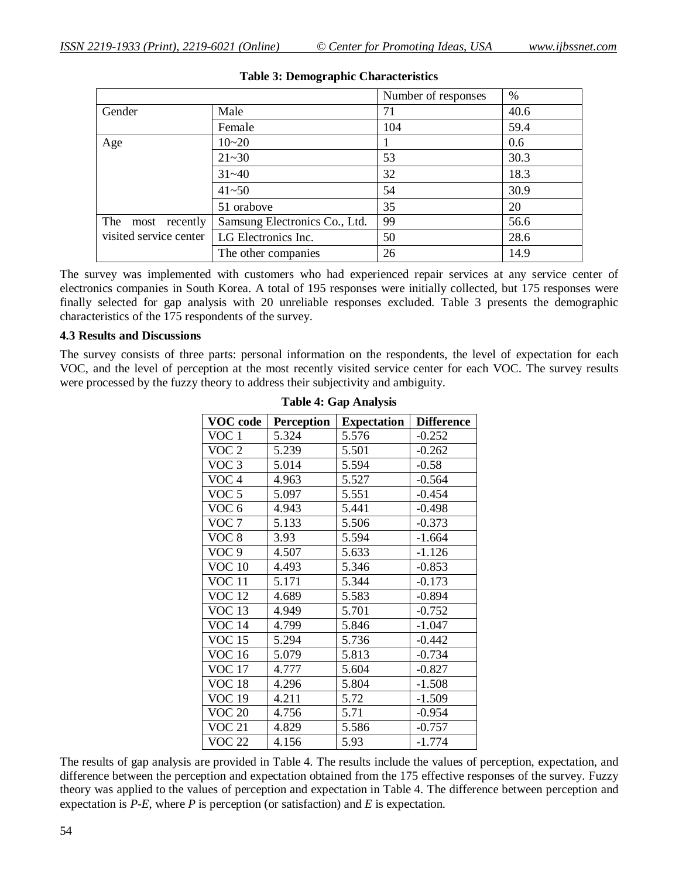**Table 3: Demographic Characteristics**

| | | Number of responses | % |
|---|---|---|---|
| Gender | Male | 71 | 40.6 |
| | Female | 104 | 59.4 |
| Age | 10~20 | 1 | 0.6 |
| | 21~30 | 53 | 30.3 |
| | 31~40 | 32 | 18.3 |
| | 41~50 | 54 | 30.9 |
| | 51 orabove | 35 | 20 |
| The most recently visited service center | Samsung Electronics Co., Ltd. | 99 | 56.6 |
| | LG Electronics Inc. | 50 | 28.6 |
| | The other companies | 26 | 14.9 |

The survey was implemented with customers who had experienced repair services at any service center of electronics companies in South Korea. A total of 195 responses were initially collected, but 175 responses were finally selected for gap analysis with 20 unreliable responses excluded. Table 3 presents the demographic characteristics of the 175 respondents of the survey.

### 4.3 Results and Discussions

The survey consists of three parts: personal information on the respondents, the level of expectation for each VOC, and the level of perception at the most recently visited service center for each VOC. The survey results were processed by the fuzzy theory to address their subjectivity and ambiguity.

**Table 4: Gap Analysis**

| VOC code | Perception | Expectation | Difference |
|---|---|---|---|
| VOC 1 | 5.324 | 5.576 | -0.252 |
| VOC 2 | 5.239 | 5.501 | -0.262 |
| VOC 3 | 5.014 | 5.594 | -0.58 |
| VOC 4 | 4.963 | 5.527 | -0.564 |
| VOC 5 | 5.097 | 5.551 | -0.454 |
| VOC 6 | 4.943 | 5.441 | -0.498 |
| VOC 7 | 5.133 | 5.506 | -0.373 |
| VOC 8 | 3.93 | 5.594 | -1.664 |
| VOC 9 | 4.507 | 5.633 | -1.126 |
| VOC 10 | 4.493 | 5.346 | -0.853 |
| VOC 11 | 5.171 | 5.344 | -0.173 |
| VOC 12 | 4.689 | 5.583 | -0.894 |
| VOC 13 | 4.949 | 5.701 | -0.752 |
| VOC 14 | 4.799 | 5.846 | -1.047 |
| VOC 15 | 5.294 | 5.736 | -0.442 |
| VOC 16 | 5.079 | 5.813 | -0.734 |
| VOC 17 | 4.777 | 5.604 | -0.827 |
| VOC 18 | 4.296 | 5.804 | -1.508 |
| VOC 19 | 4.211 | 5.72 | -1.509 |
| VOC 20 | 4.756 | 5.71 | -0.954 |
| VOC 21 | 4.829 | 5.586 | -0.757 |
| VOC 22 | 4.156 | 5.93 | -1.774 |

The results of gap analysis are provided in Table 4. The results include the values of perception, expectation, and difference between the perception and expectation obtained from the 175 effective responses of the survey. Fuzzy theory was applied to the values of perception and expectation in Table 4. The difference between perception and expectation is $P$-$E$, where $P$ is perception (or satisfaction) and $E$ is expectation.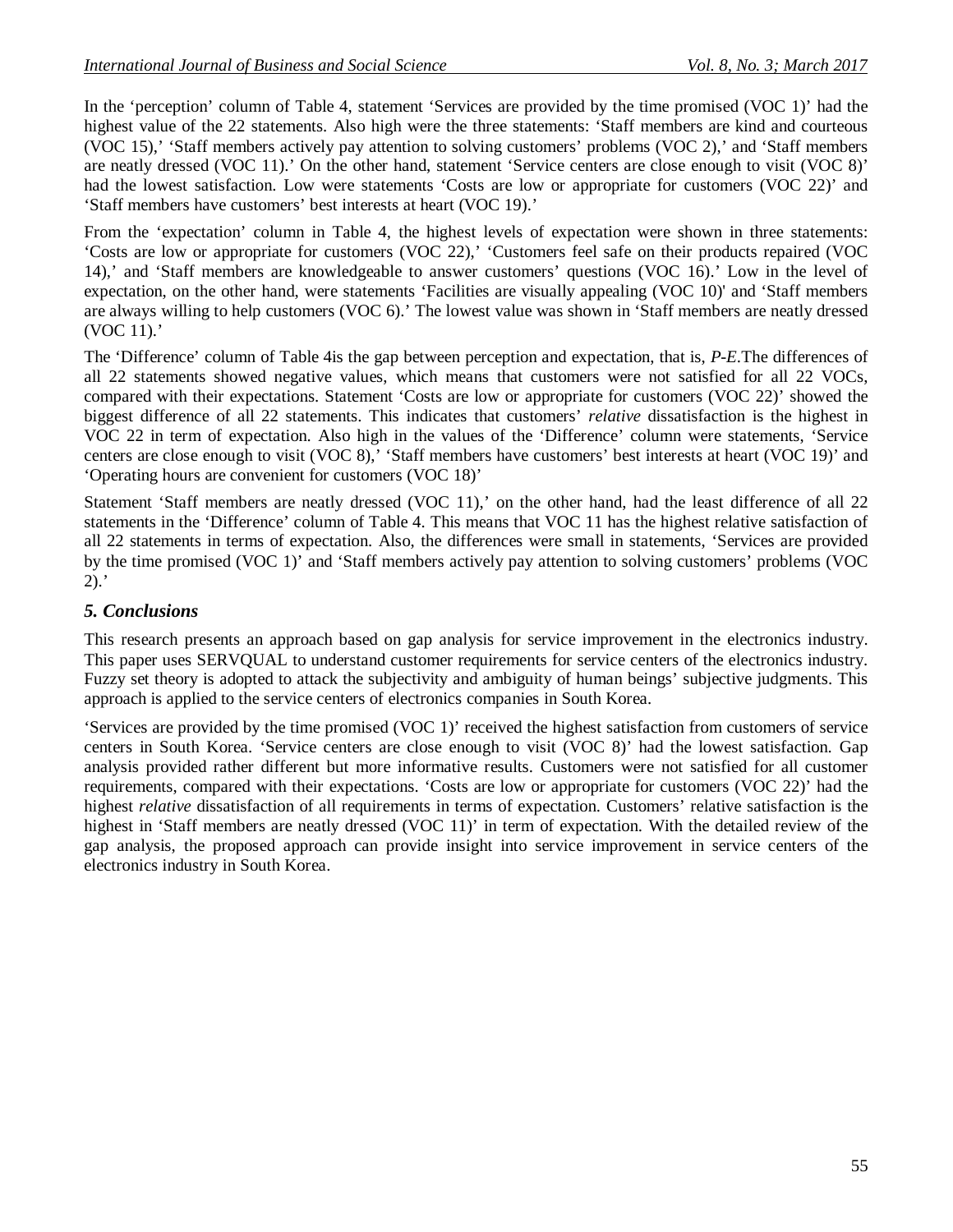In the 'perception' column of Table 4, statement 'Services are provided by the time promised (VOC 1)' had the highest value of the 22 statements. Also high were the three statements: 'Staff members are kind and courteous (VOC 15),' 'Staff members actively pay attention to solving customers' problems (VOC 2),' and 'Staff members are neatly dressed (VOC 11).' On the other hand, statement 'Service centers are close enough to visit (VOC 8)' had the lowest satisfaction. Low were statements 'Costs are low or appropriate for customers (VOC 22)' and 'Staff members have customers' best interests at heart (VOC 19).'

From the 'expectation' column in Table 4, the highest levels of expectation were shown in three statements: 'Costs are low or appropriate for customers (VOC 22),' 'Customers feel safe on their products repaired (VOC 14),' and 'Staff members are knowledgeable to answer customers' questions (VOC 16).' Low in the level of expectation, on the other hand, were statements 'Facilities are visually appealing (VOC 10)' and 'Staff members are always willing to help customers (VOC 6).' The lowest value was shown in 'Staff members are neatly dressed (VOC 11).'

The 'Difference' column of Table 4is the gap between perception and expectation, that is, ***P-E***.The differences of all 22 statements showed negative values, which means that customers were not satisfied for all 22 VOCs, compared with their expectations. Statement 'Costs are low or appropriate for customers (VOC 22)' showed the biggest difference of all 22 statements. This indicates that customers' *relative* dissatisfaction is the highest in VOC 22 in term of expectation. Also high in the values of the 'Difference' column were statements, 'Service centers are close enough to visit (VOC 8),' 'Staff members have customers' best interests at heart (VOC 19)' and 'Operating hours are convenient for customers (VOC 18)'

Statement 'Staff members are neatly dressed (VOC 11),' on the other hand, had the least difference of all 22 statements in the 'Difference' column of Table 4. This means that VOC 11 has the highest relative satisfaction of all 22 statements in terms of expectation. Also, the differences were small in statements, 'Services are provided by the time promised (VOC 1)' and 'Staff members actively pay attention to solving customers' problems (VOC 2).'

## *5. Conclusions*

This research presents an approach based on gap analysis for service improvement in the electronics industry. This paper uses SERVQUAL to understand customer requirements for service centers of the electronics industry. Fuzzy set theory is adopted to attack the subjectivity and ambiguity of human beings' subjective judgments. This approach is applied to the service centers of electronics companies in South Korea.

'Services are provided by the time promised (VOC 1)' received the highest satisfaction from customers of service centers in South Korea. 'Service centers are close enough to visit (VOC 8)' had the lowest satisfaction. Gap analysis provided rather different but more informative results. Customers were not satisfied for all customer requirements, compared with their expectations. 'Costs are low or appropriate for customers (VOC 22)' had the highest *relative* dissatisfaction of all requirements in terms of expectation. Customers' relative satisfaction is the highest in 'Staff members are neatly dressed (VOC 11)' in term of expectation. With the detailed review of the gap analysis, the proposed approach can provide insight into service improvement in service centers of the electronics industry in South Korea.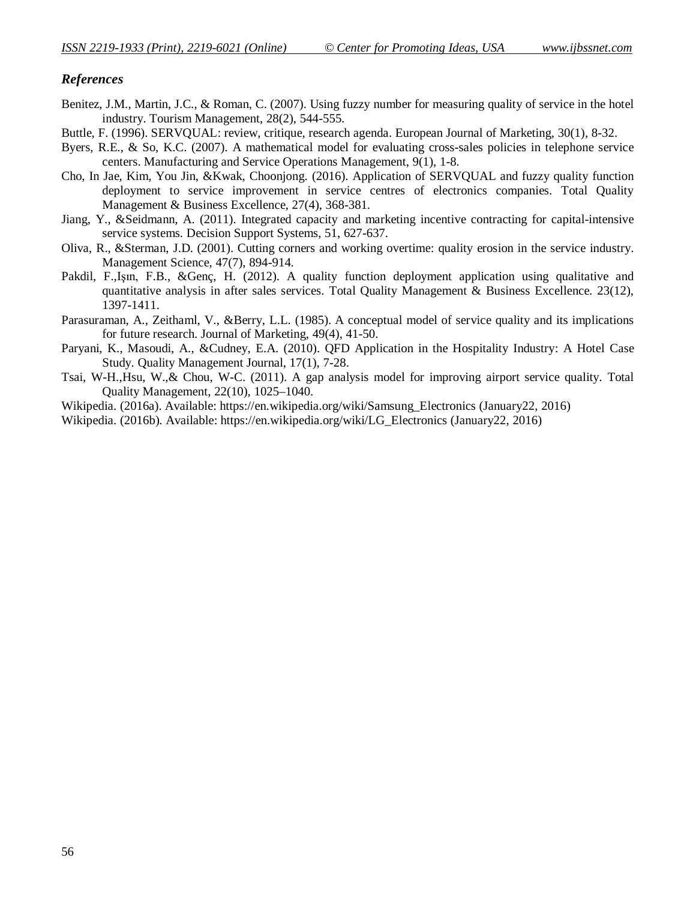### *References*

Benitez, J.M., Martin, J.C., & Roman, C. (2007). Using fuzzy number for measuring quality of service in the hotel industry. Tourism Management, 28(2), 544-555.

Buttle, F. (1996). SERVQUAL: review, critique, research agenda. European Journal of Marketing, 30(1), 8-32.

Byers, R.E., & So, K.C. (2007). A mathematical model for evaluating cross-sales policies in telephone service centers. Manufacturing and Service Operations Management, 9(1), 1-8.

Cho, In Jae, Kim, You Jin, &Kwak, Choonjong. (2016). Application of SERVQUAL and fuzzy quality function deployment to service improvement in service centres of electronics companies. Total Quality Management & Business Excellence, 27(4), 368-381.

Jiang, Y., &Seidmann, A. (2011). Integrated capacity and marketing incentive contracting for capital-intensive service systems. Decision Support Systems, 51, 627-637.

Oliva, R., &Sterman, J.D. (2001). Cutting corners and working overtime: quality erosion in the service industry. Management Science, 47(7), 894-914.

Pakdil, F.,Işın, F.B., &Genç, H. (2012). A quality function deployment application using qualitative and quantitative analysis in after sales services. Total Quality Management & Business Excellence. 23(12), 1397-1411.

Parasuraman, A., Zeithaml, V., &Berry, L.L. (1985). A conceptual model of service quality and its implications for future research. Journal of Marketing, 49(4), 41-50.

Paryani, K., Masoudi, A., &Cudney, E.A. (2010). QFD Application in the Hospitality Industry: A Hotel Case Study. Quality Management Journal, 17(1), 7-28.

Tsai, W-H.,Hsu, W.,& Chou, W-C. (2011). A gap analysis model for improving airport service quality. Total Quality Management, 22(10), 1025–1040.

Wikipedia. (2016a). Available: https://en.wikipedia.org/wiki/Samsung_Electronics (January22, 2016)

Wikipedia. (2016b). Available: https://en.wikipedia.org/wiki/LG_Electronics (January22, 2016)